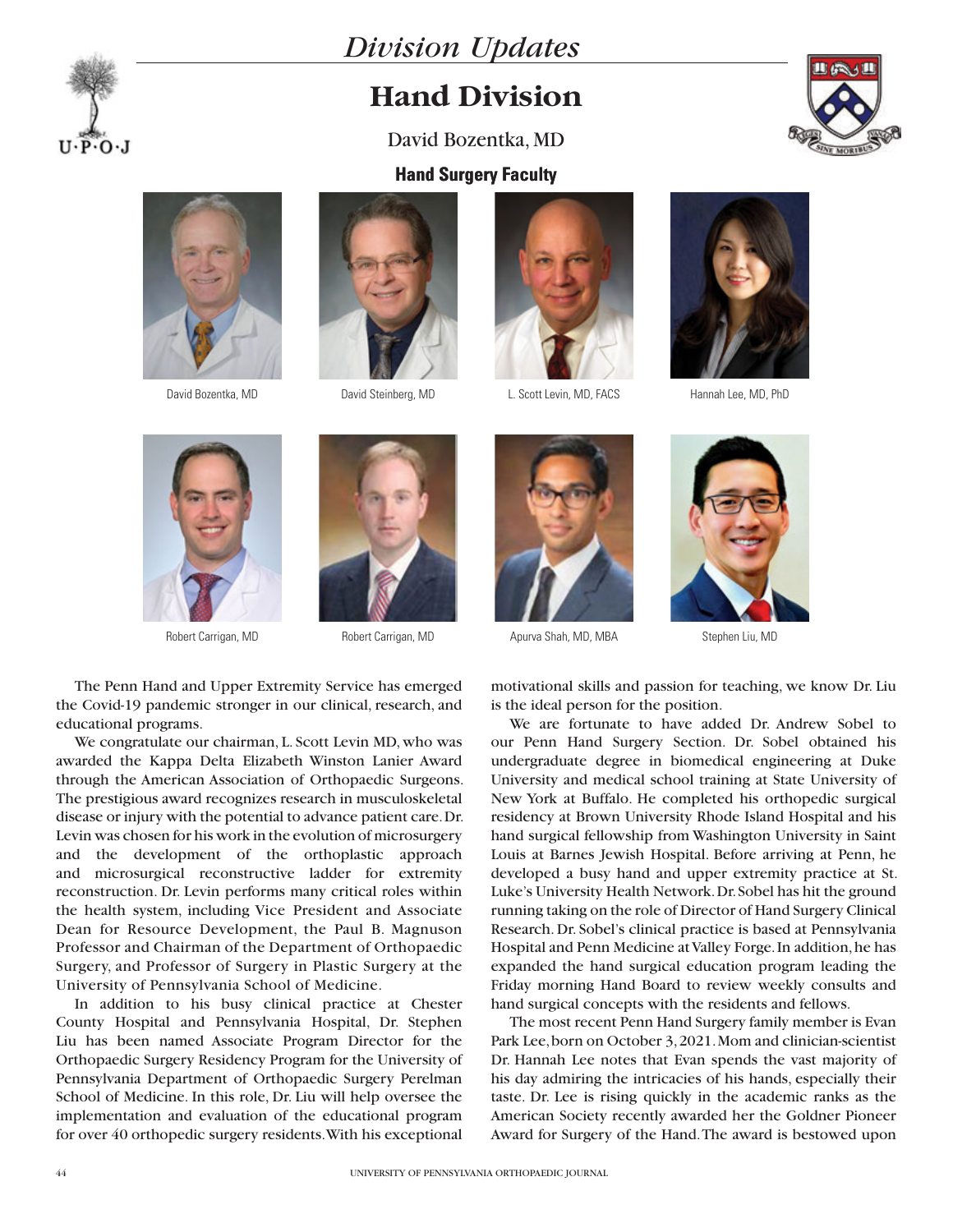# Division Updates

## Hand Division

David Bozentka, MD

### Hand Surgery Faculty

David Bozentka, MD

David Steinberg, MD

L. Scott Levin, MD, FACS

Hannah Lee, MD, PhD

Robert Carrigan, MD

Robert Carrigan, MD

Apurva Shah, MD, MBA

Stephen Liu, MD

The Penn Hand and Upper Extremity Service has emerged the Covid-19 pandemic stronger in our clinical, research, and educational programs.

We congratulate our chairman, L. Scott Levin MD, who was awarded the Kappa Delta Elizabeth Winston Lanier Award through the American Association of Orthopaedic Surgeons. The prestigious award recognizes research in musculoskeletal disease or injury with the potential to advance patient care. Dr. Levin was chosen for his work in the evolution of microsurgery and the development of the orthoplastic approach and microsurgical reconstructive ladder for extremity reconstruction. Dr. Levin performs many critical roles within the health system, including Vice President and Associate Dean for Resource Development, the Paul B. Magnuson Professor and Chairman of the Department of Orthopaedic Surgery, and Professor of Surgery in Plastic Surgery at the University of Pennsylvania School of Medicine.

In addition to his busy clinical practice at Chester County Hospital and Pennsylvania Hospital, Dr. Stephen Liu has been named Associate Program Director for the Orthopaedic Surgery Residency Program for the University of Pennsylvania Department of Orthopaedic Surgery Perelman School of Medicine. In this role, Dr. Liu will help oversee the implementation and evaluation of the educational program for over 40 orthopedic surgery residents. With his exceptional motivational skills and passion for teaching, we know Dr. Liu is the ideal person for the position.

We are fortunate to have added Dr. Andrew Sobel to our Penn Hand Surgery Section. Dr. Sobel obtained his undergraduate degree in biomedical engineering at Duke University and medical school training at State University of New York at Buffalo. He completed his orthopedic surgical residency at Brown University Rhode Island Hospital and his hand surgical fellowship from Washington University in Saint Louis at Barnes Jewish Hospital. Before arriving at Penn, he developed a busy hand and upper extremity practice at St. Luke's University Health Network. Dr. Sobel has hit the ground running taking on the role of Director of Hand Surgery Clinical Research. Dr. Sobel's clinical practice is based at Pennsylvania Hospital and Penn Medicine at Valley Forge. In addition, he has expanded the hand surgical education program leading the Friday morning Hand Board to review weekly consults and hand surgical concepts with the residents and fellows.

The most recent Penn Hand Surgery family member is Evan Park Lee, born on October 3, 2021. Mom and clinician-scientist Dr. Hannah Lee notes that Evan spends the vast majority of his day admiring the intricacies of his hands, especially their taste. Dr. Lee is rising quickly in the academic ranks as the American Society recently awarded her the Goldner Pioneer Award for Surgery of the Hand. The award is bestowed upon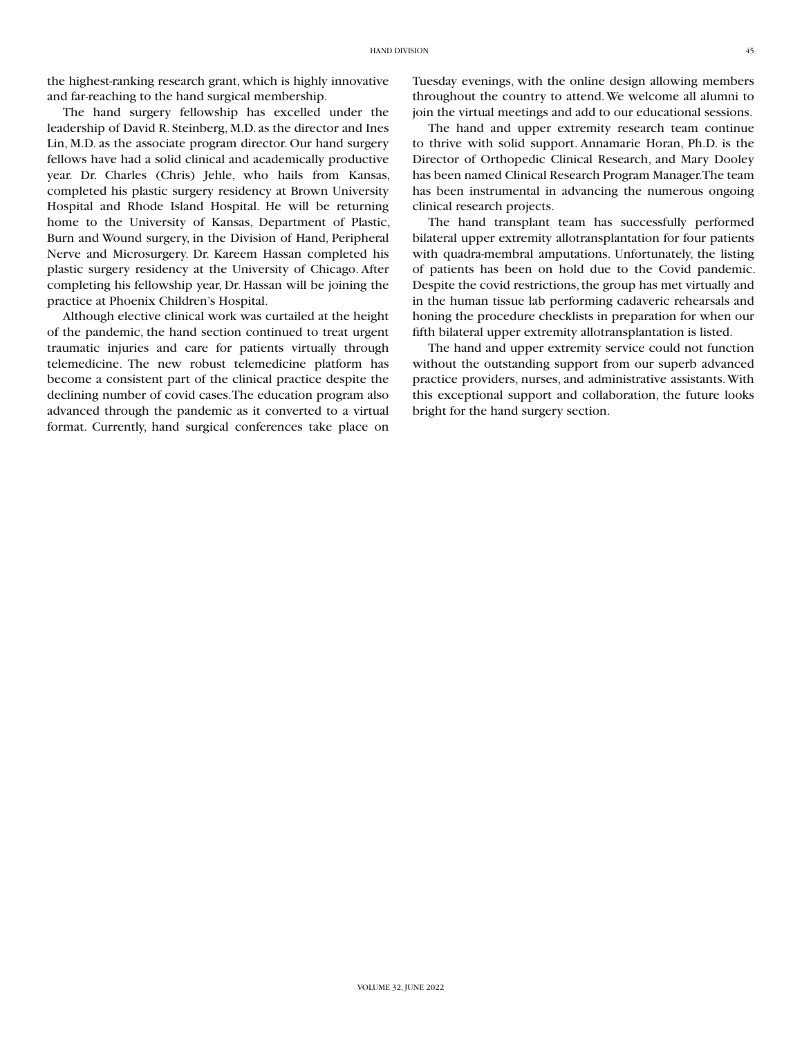the highest-ranking research grant, which is highly innovative and far-reaching to the hand surgical membership.

The hand surgery fellowship has excelled under the leadership of David R. Steinberg, M.D. as the director and Ines Lin, M.D. as the associate program director. Our hand surgery fellows have had a solid clinical and academically productive year. Dr. Charles (Chris) Jehle, who hails from Kansas, completed his plastic surgery residency at Brown University Hospital and Rhode Island Hospital. He will be returning home to the University of Kansas, Department of Plastic, Burn and Wound surgery, in the Division of Hand, Peripheral Nerve and Microsurgery. Dr. Kareem Hassan completed his plastic surgery residency at the University of Chicago. After completing his fellowship year, Dr. Hassan will be joining the practice at Phoenix Children's Hospital.

Although elective clinical work was curtailed at the height of the pandemic, the hand section continued to treat urgent traumatic injuries and care for patients virtually through telemedicine. The new robust telemedicine platform has become a consistent part of the clinical practice despite the declining number of covid cases. The education program also advanced through the pandemic as it converted to a virtual format. Currently, hand surgical conferences take place on Tuesday evenings, with the online design allowing members throughout the country to attend. We welcome all alumni to join the virtual meetings and add to our educational sessions.

The hand and upper extremity research team continue to thrive with solid support. Annamarie Horan, Ph.D. is the Director of Orthopedic Clinical Research, and Mary Dooley has been named Clinical Research Program Manager. The team has been instrumental in advancing the numerous ongoing clinical research projects.

The hand transplant team has successfully performed bilateral upper extremity allotransplantation for four patients with quadra-membral amputations. Unfortunately, the listing of patients has been on hold due to the Covid pandemic. Despite the covid restrictions, the group has met virtually and in the human tissue lab performing cadaveric rehearsals and honing the procedure checklists in preparation for when our fifth bilateral upper extremity allotransplantation is listed.

The hand and upper extremity service could not function without the outstanding support from our superb advanced practice providers, nurses, and administrative assistants. With this exceptional support and collaboration, the future looks bright for the hand surgery section.